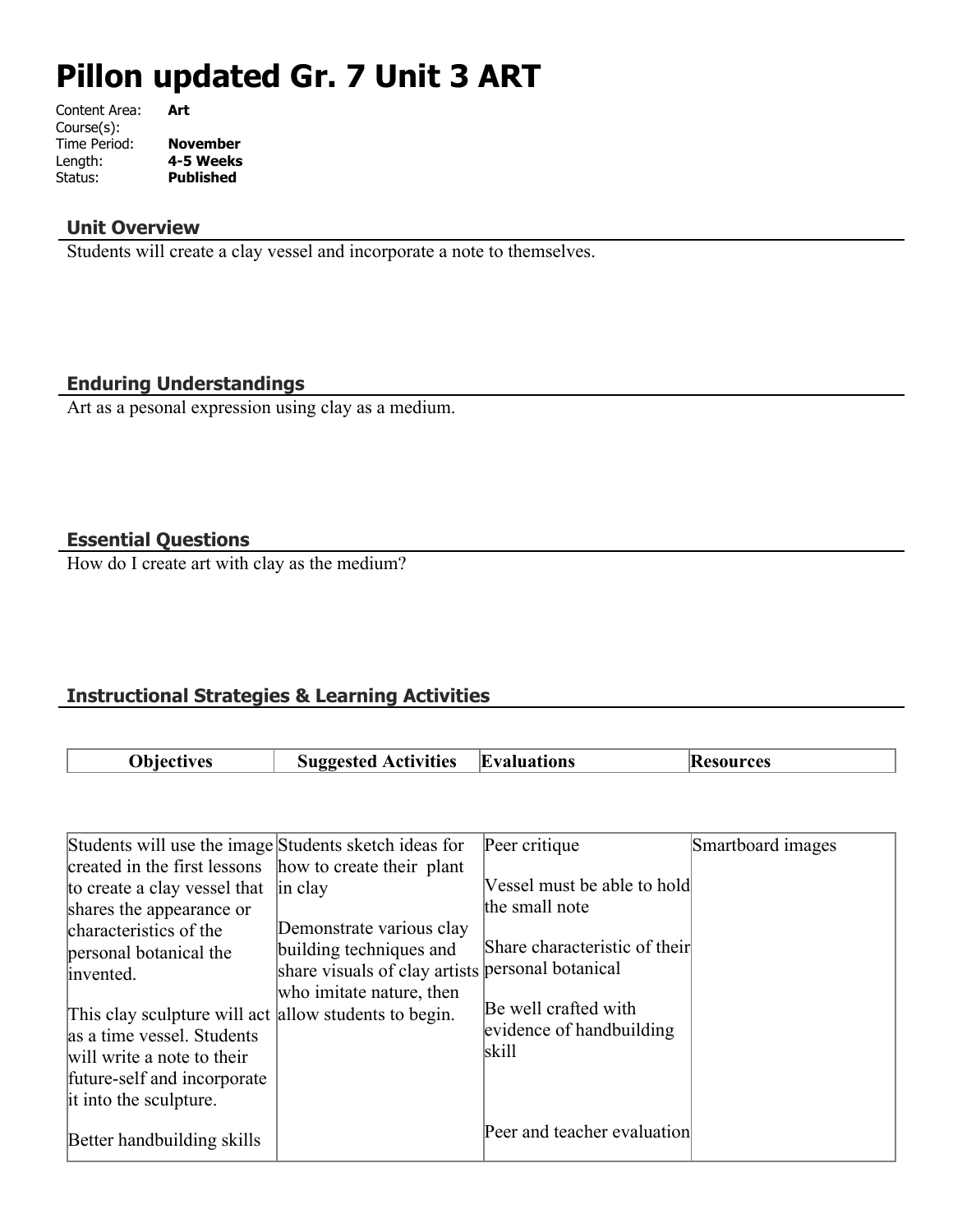# Pillon updated Gr. 7 Unit 3 ART

Content Area: **Art**
Course(s):
Time Period: **November**
Length: **4-5 Weeks**
Status: **Published**

### Unit Overview

Students will create a clay vessel and incorporate a note to themselves.

### Enduring Understandings

Art as a pesonal expression using clay as a medium.

### Essential Questions

How do I create art with clay as the medium?

### Instructional Strategies & Learning Activities

| Objectives | Suggested Activities | Evaluations | Resources |
| --- | --- | --- | --- |
| Students will use the image created in the first lessons to create a clay vessel that shares the appearance or characteristics of the personal botanical the invented.<br><br>This clay sculpture will act as a time vessel. Students will write a note to their future-self and incorporate it into the sculpture.<br><br>Better handbuilding skills | Students sketch ideas for how to create their plant in clay<br><br>Demonstrate various clay building techniques and share visuals of clay artists who imitate nature, then allow students to begin. | Peer critique<br><br>Vessel must be able to hold the small note<br><br>Share characteristic of their personal botanical<br><br>Be well crafted with evidence of handbuilding skill<br><br>Peer and teacher evaluation | Smartboard images |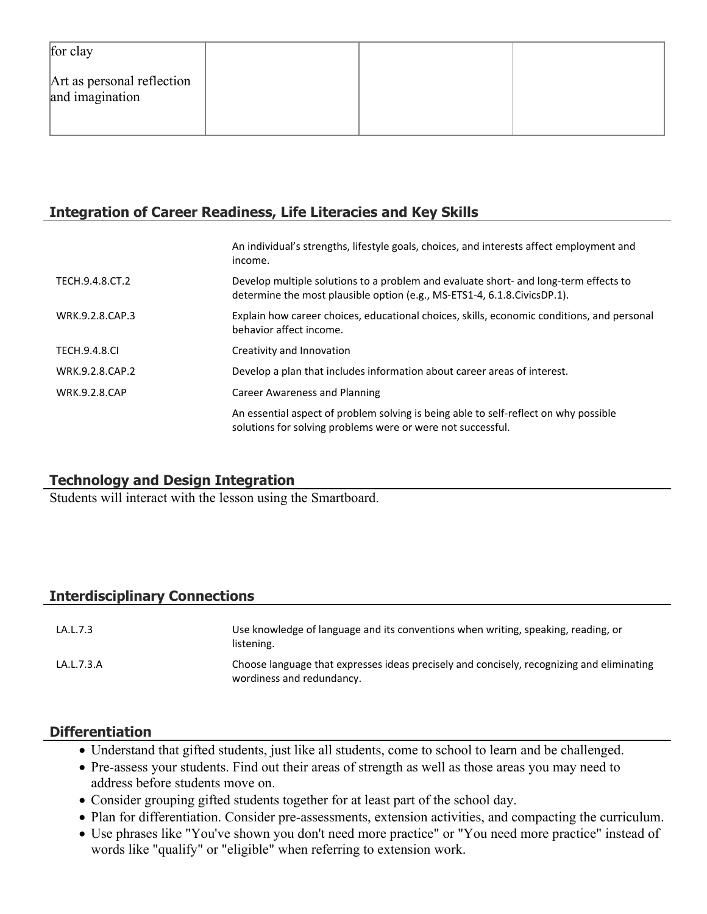| for clay<br><br>Art as personal reflection and imagination | | | |
|---|---|---|---|

## Integration of Career Readiness, Life Literacies and Key Skills

| | |
|---|---|
| | An individual's strengths, lifestyle goals, choices, and interests affect employment and income. |
| TECH.9.4.8.CT.2 | Develop multiple solutions to a problem and evaluate short- and long-term effects to determine the most plausible option (e.g., MS-ETS1-4, 6.1.8.CivicsDP.1). |
| WRK.9.2.8.CAP.3 | Explain how career choices, educational choices, skills, economic conditions, and personal behavior affect income. |
| TECH.9.4.8.CI | Creativity and Innovation |
| WRK.9.2.8.CAP.2 | Develop a plan that includes information about career areas of interest. |
| WRK.9.2.8.CAP | Career Awareness and Planning |
| | An essential aspect of problem solving is being able to self-reflect on why possible solutions for solving problems were or were not successful. |

## Technology and Design Integration

Students will interact with the lesson using the Smartboard.

## Interdisciplinary Connections

| | |
|---|---|
| LA.L.7.3 | Use knowledge of language and its conventions when writing, speaking, reading, or listening. |
| LA.L.7.3.A | Choose language that expresses ideas precisely and concisely, recognizing and eliminating wordiness and redundancy. |

## Differentiation

- Understand that gifted students, just like all students, come to school to learn and be challenged.
- Pre-assess your students. Find out their areas of strength as well as those areas you may need to address before students move on.
- Consider grouping gifted students together for at least part of the school day.
- Plan for differentiation. Consider pre-assessments, extension activities, and compacting the curriculum.
- Use phrases like "You've shown you don't need more practice" or "You need more practice" instead of words like "qualify" or "eligible" when referring to extension work.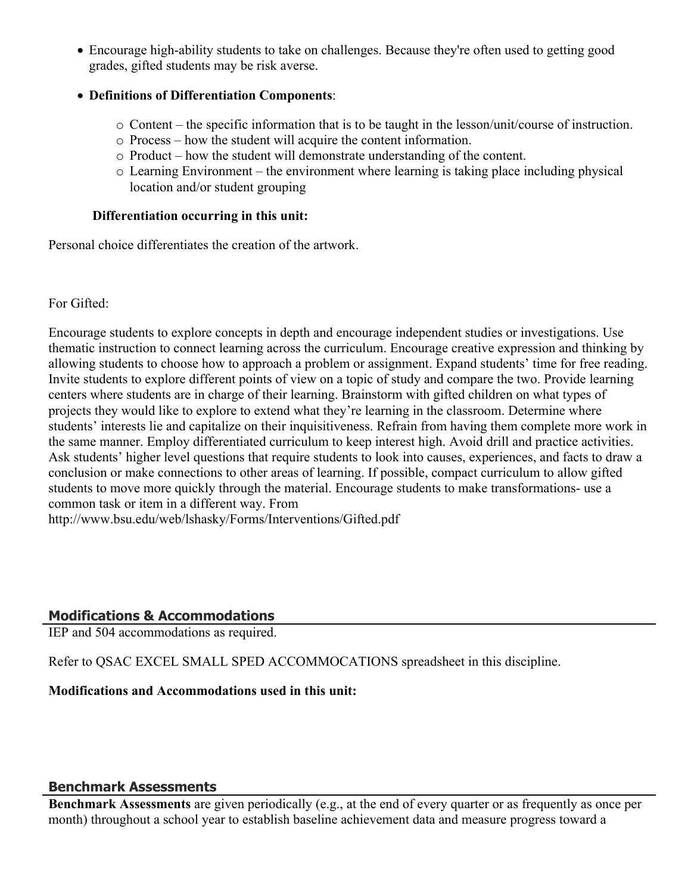- Encourage high-ability students to take on challenges. Because they're often used to getting good grades, gifted students may be risk averse.
- **Definitions of Differentiation Components**:
  - Content – the specific information that is to be taught in the lesson/unit/course of instruction.
  - Process – how the student will acquire the content information.
  - Product – how the student will demonstrate understanding of the content.
  - Learning Environment – the environment where learning is taking place including physical location and/or student grouping

**Differentiation occurring in this unit:**

Personal choice differentiates the creation of the artwork.

For Gifted:

Encourage students to explore concepts in depth and encourage independent studies or investigations. Use thematic instruction to connect learning across the curriculum. Encourage creative expression and thinking by allowing students to choose how to approach a problem or assignment. Expand students' time for free reading. Invite students to explore different points of view on a topic of study and compare the two. Provide learning centers where students are in charge of their learning. Brainstorm with gifted children on what types of projects they would like to explore to extend what they're learning in the classroom. Determine where students' interests lie and capitalize on their inquisitiveness. Refrain from having them complete more work in the same manner. Employ differentiated curriculum to keep interest high. Avoid drill and practice activities. Ask students' higher level questions that require students to look into causes, experiences, and facts to draw a conclusion or make connections to other areas of learning. If possible, compact curriculum to allow gifted students to move more quickly through the material. Encourage students to make transformations- use a common task or item in a different way. From http://www.bsu.edu/web/lshasky/Forms/Interventions/Gifted.pdf

## Modifications & Accommodations

IEP and 504 accommodations as required.

Refer to QSAC EXCEL SMALL SPED ACCOMMOCATIONS spreadsheet in this discipline.

**Modifications and Accommodations used in this unit:**

## Benchmark Assessments

**Benchmark Assessments** are given periodically (e.g., at the end of every quarter or as frequently as once per month) throughout a school year to establish baseline achievement data and measure progress toward a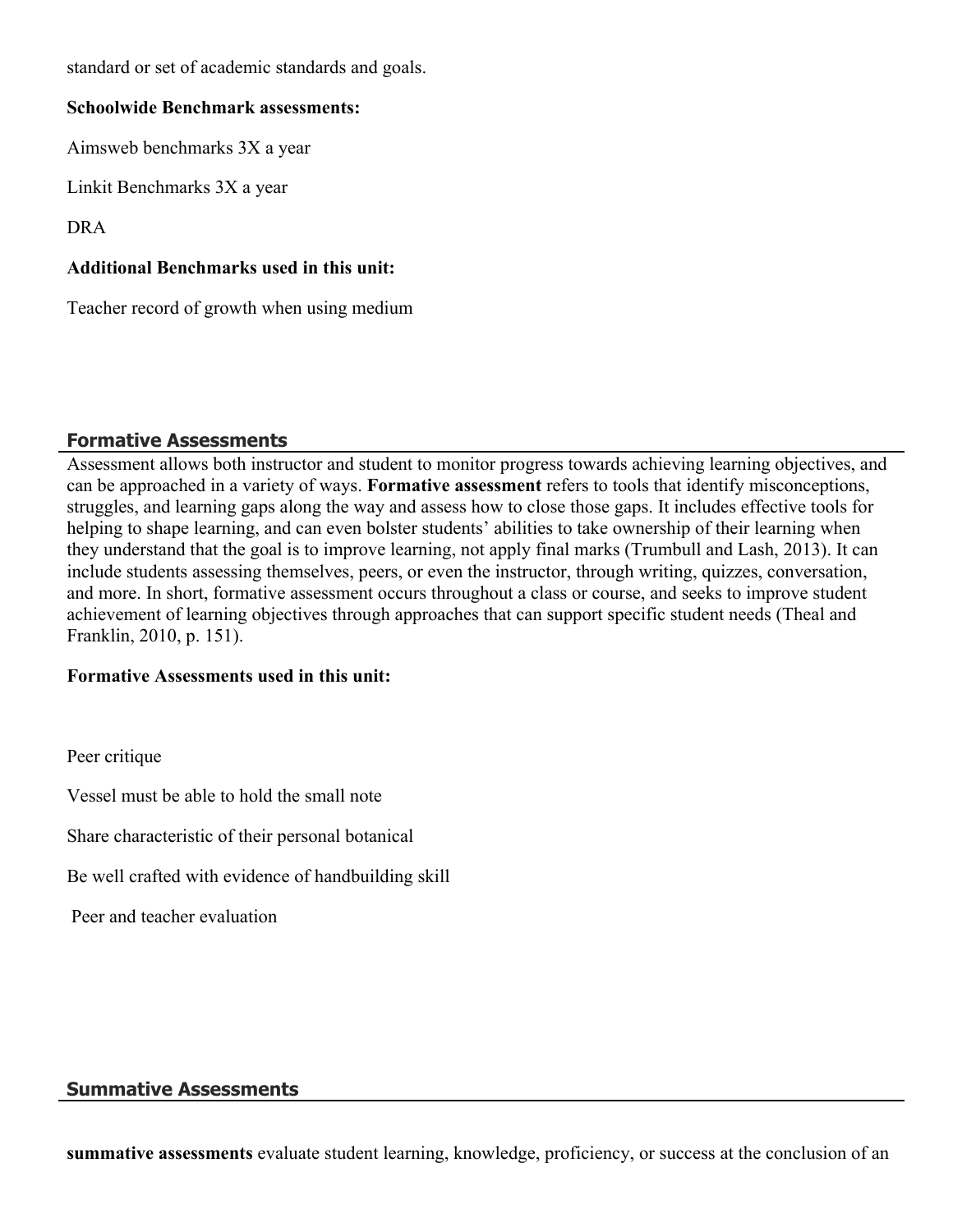standard or set of academic standards and goals.

**Schoolwide Benchmark assessments:**

Aimsweb benchmarks 3X a year

Linkit Benchmarks 3X a year

DRA

**Additional Benchmarks used in this unit:**

Teacher record of growth when using medium

## Formative Assessments

Assessment allows both instructor and student to monitor progress towards achieving learning objectives, and can be approached in a variety of ways. **Formative assessment** refers to tools that identify misconceptions, struggles, and learning gaps along the way and assess how to close those gaps. It includes effective tools for helping to shape learning, and can even bolster students' abilities to take ownership of their learning when they understand that the goal is to improve learning, not apply final marks (Trumbull and Lash, 2013). It can include students assessing themselves, peers, or even the instructor, through writing, quizzes, conversation, and more. In short, formative assessment occurs throughout a class or course, and seeks to improve student achievement of learning objectives through approaches that can support specific student needs (Theal and Franklin, 2010, p. 151).

**Formative Assessments used in this unit:**

Peer critique

Vessel must be able to hold the small note

Share characteristic of their personal botanical

Be well crafted with evidence of handbuilding skill

Peer and teacher evaluation

## Summative Assessments

**summative assessments** evaluate student learning, knowledge, proficiency, or success at the conclusion of an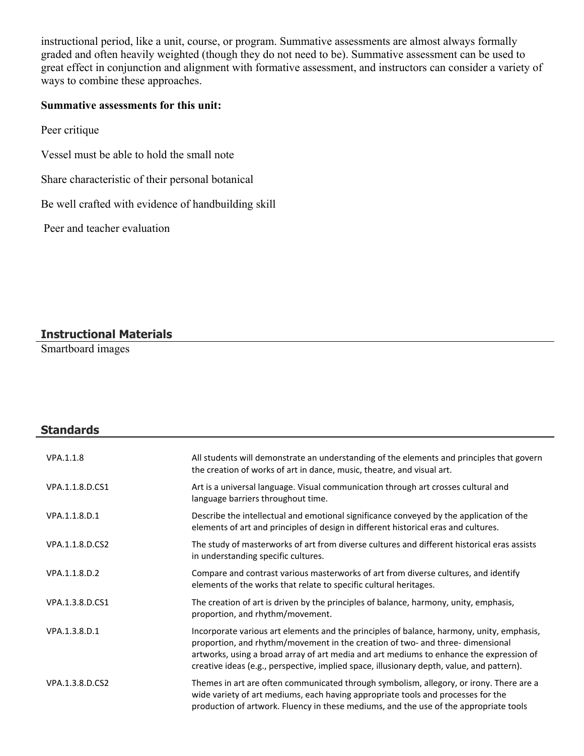instructional period, like a unit, course, or program. Summative assessments are almost always formally graded and often heavily weighted (though they do not need to be). Summative assessment can be used to great effect in conjunction and alignment with formative assessment, and instructors can consider a variety of ways to combine these approaches.

**Summative assessments for this unit:**

Peer critique

Vessel must be able to hold the small note

Share characteristic of their personal botanical

Be well crafted with evidence of handbuilding skill

Peer and teacher evaluation

## Instructional Materials

Smartboard images

## Standards

| | |
|---|---|
| VPA.1.1.8 | All students will demonstrate an understanding of the elements and principles that govern the creation of works of art in dance, music, theatre, and visual art. |
| VPA.1.1.8.D.CS1 | Art is a universal language. Visual communication through art crosses cultural and language barriers throughout time. |
| VPA.1.1.8.D.1 | Describe the intellectual and emotional significance conveyed by the application of the elements of art and principles of design in different historical eras and cultures. |
| VPA.1.1.8.D.CS2 | The study of masterworks of art from diverse cultures and different historical eras assists in understanding specific cultures. |
| VPA.1.1.8.D.2 | Compare and contrast various masterworks of art from diverse cultures, and identify elements of the works that relate to specific cultural heritages. |
| VPA.1.3.8.D.CS1 | The creation of art is driven by the principles of balance, harmony, unity, emphasis, proportion, and rhythm/movement. |
| VPA.1.3.8.D.1 | Incorporate various art elements and the principles of balance, harmony, unity, emphasis, proportion, and rhythm/movement in the creation of two- and three- dimensional artworks, using a broad array of art media and art mediums to enhance the expression of creative ideas (e.g., perspective, implied space, illusionary depth, value, and pattern). |
| VPA.1.3.8.D.CS2 | Themes in art are often communicated through symbolism, allegory, or irony. There are a wide variety of art mediums, each having appropriate tools and processes for the production of artwork. Fluency in these mediums, and the use of the appropriate tools |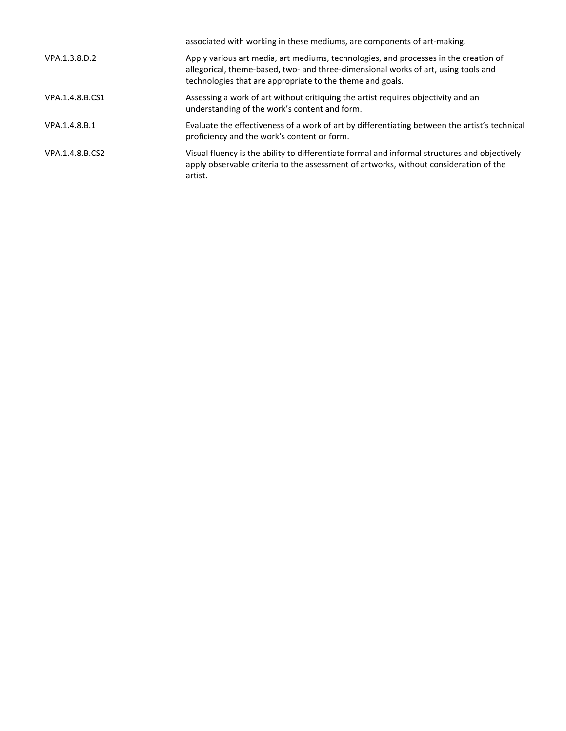| | |
|---|---|
| | associated with working in these mediums, are components of art-making. |
| VPA.1.3.8.D.2 | Apply various art media, art mediums, technologies, and processes in the creation of allegorical, theme-based, two- and three-dimensional works of art, using tools and technologies that are appropriate to the theme and goals. |
| VPA.1.4.8.B.CS1 | Assessing a work of art without critiquing the artist requires objectivity and an understanding of the work's content and form. |
| VPA.1.4.8.B.1 | Evaluate the effectiveness of a work of art by differentiating between the artist's technical proficiency and the work's content or form. |
| VPA.1.4.8.B.CS2 | Visual fluency is the ability to differentiate formal and informal structures and objectively apply observable criteria to the assessment of artworks, without consideration of the artist. |